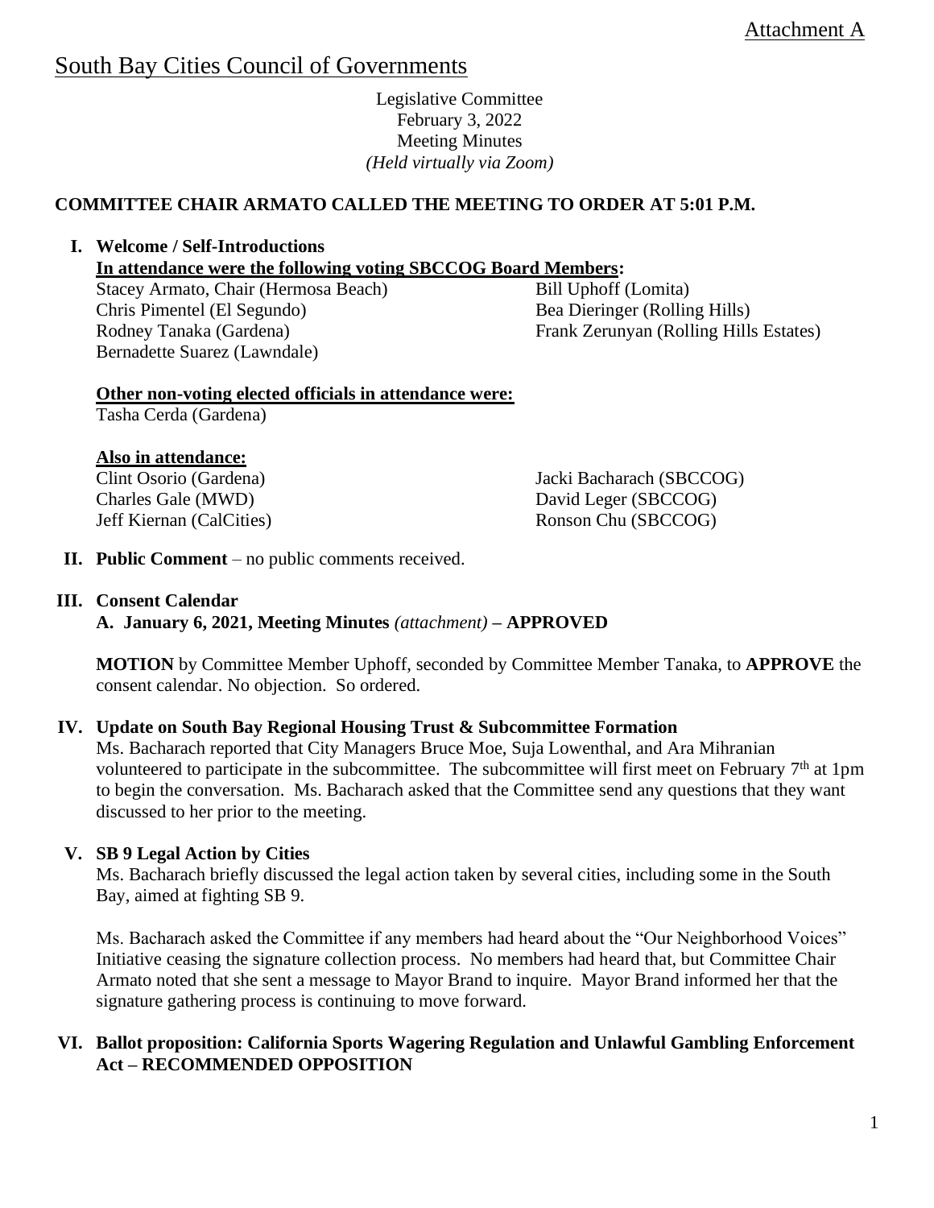Attachment A

# South Bay Cities Council of Governments

Legislative Committee
February 3, 2022
Meeting Minutes
*(Held virtually via Zoom)*

**COMMITTEE CHAIR ARMATO CALLED THE MEETING TO ORDER AT 5:01 P.M.**

**I. Welcome / Self-Introductions**

**In attendance were the following voting SBCCOG Board Members:**

Stacey Armato, Chair (Hermosa Beach)
Chris Pimentel (El Segundo)
Rodney Tanaka (Gardena)
Bernadette Suarez (Lawndale)
Bill Uphoff (Lomita)
Bea Dieringer (Rolling Hills)
Frank Zerunyan (Rolling Hills Estates)

**Other non-voting elected officials in attendance were:**

Tasha Cerda (Gardena)

**Also in attendance:**

Clint Osorio (Gardena)
Charles Gale (MWD)
Jeff Kiernan (CalCities)
Jacki Bacharach (SBCCOG)
David Leger (SBCCOG)
Ronson Chu (SBCCOG)

**II. Public Comment** – no public comments received.

**III. Consent Calendar**

**A. January 6, 2021, Meeting Minutes** *(attachment)* **– APPROVED**

**MOTION** by Committee Member Uphoff, seconded by Committee Member Tanaka, to **APPROVE** the consent calendar. No objection. So ordered.

**IV. Update on South Bay Regional Housing Trust & Subcommittee Formation**

Ms. Bacharach reported that City Managers Bruce Moe, Suja Lowenthal, and Ara Mihranian volunteered to participate in the subcommittee. The subcommittee will first meet on February 7th at 1pm to begin the conversation. Ms. Bacharach asked that the Committee send any questions that they want discussed to her prior to the meeting.

**V. SB 9 Legal Action by Cities**

Ms. Bacharach briefly discussed the legal action taken by several cities, including some in the South Bay, aimed at fighting SB 9.

Ms. Bacharach asked the Committee if any members had heard about the "Our Neighborhood Voices" Initiative ceasing the signature collection process. No members had heard that, but Committee Chair Armato noted that she sent a message to Mayor Brand to inquire. Mayor Brand informed her that the signature gathering process is continuing to move forward.

**VI. Ballot proposition: California Sports Wagering Regulation and Unlawful Gambling Enforcement Act – RECOMMENDED OPPOSITION**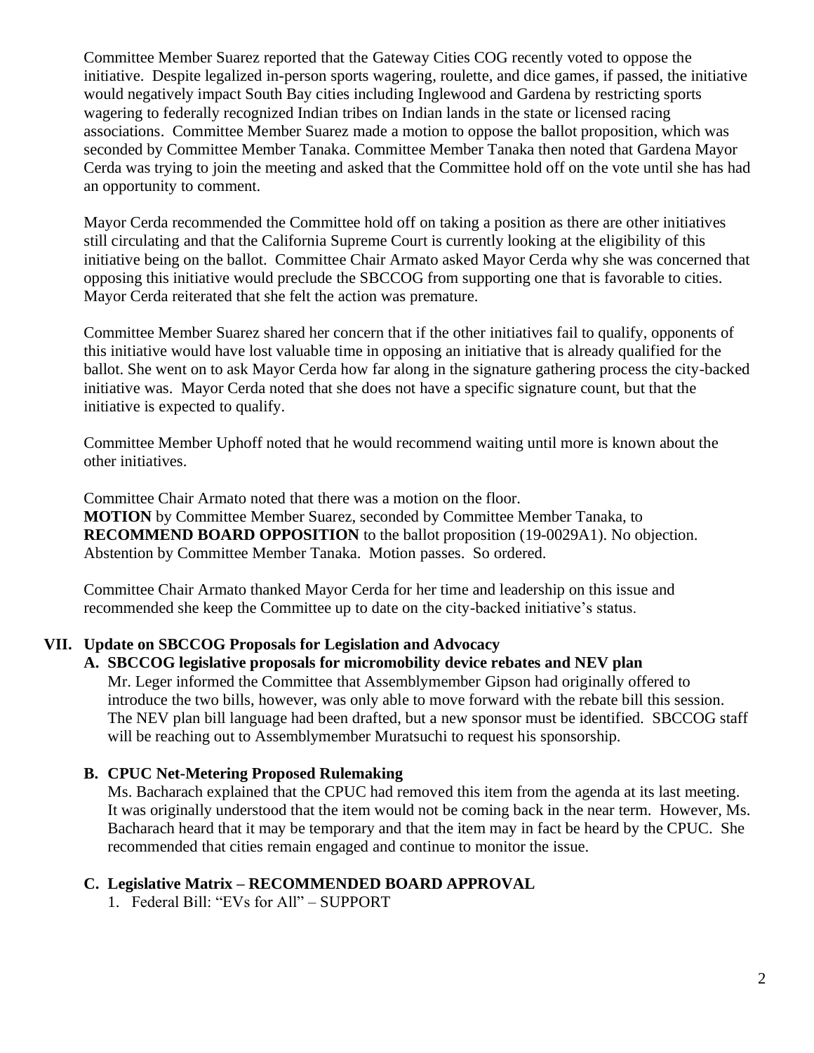Committee Member Suarez reported that the Gateway Cities COG recently voted to oppose the initiative. Despite legalized in-person sports wagering, roulette, and dice games, if passed, the initiative would negatively impact South Bay cities including Inglewood and Gardena by restricting sports wagering to federally recognized Indian tribes on Indian lands in the state or licensed racing associations. Committee Member Suarez made a motion to oppose the ballot proposition, which was seconded by Committee Member Tanaka. Committee Member Tanaka then noted that Gardena Mayor Cerda was trying to join the meeting and asked that the Committee hold off on the vote until she has had an opportunity to comment.

Mayor Cerda recommended the Committee hold off on taking a position as there are other initiatives still circulating and that the California Supreme Court is currently looking at the eligibility of this initiative being on the ballot. Committee Chair Armato asked Mayor Cerda why she was concerned that opposing this initiative would preclude the SBCCOG from supporting one that is favorable to cities. Mayor Cerda reiterated that she felt the action was premature.

Committee Member Suarez shared her concern that if the other initiatives fail to qualify, opponents of this initiative would have lost valuable time in opposing an initiative that is already qualified for the ballot. She went on to ask Mayor Cerda how far along in the signature gathering process the city-backed initiative was. Mayor Cerda noted that she does not have a specific signature count, but that the initiative is expected to qualify.

Committee Member Uphoff noted that he would recommend waiting until more is known about the other initiatives.

Committee Chair Armato noted that there was a motion on the floor.
**MOTION** by Committee Member Suarez, seconded by Committee Member Tanaka, to **RECOMMEND BOARD OPPOSITION** to the ballot proposition (19-0029A1). No objection. Abstention by Committee Member Tanaka. Motion passes. So ordered.

Committee Chair Armato thanked Mayor Cerda for her time and leadership on this issue and recommended she keep the Committee up to date on the city-backed initiative's status.

## VII. Update on SBCCOG Proposals for Legislation and Advocacy

### A. SBCCOG legislative proposals for micromobility device rebates and NEV plan

Mr. Leger informed the Committee that Assemblymember Gipson had originally offered to introduce the two bills, however, was only able to move forward with the rebate bill this session. The NEV plan bill language had been drafted, but a new sponsor must be identified. SBCCOG staff will be reaching out to Assemblymember Muratsuchi to request his sponsorship.

### B. CPUC Net-Metering Proposed Rulemaking

Ms. Bacharach explained that the CPUC had removed this item from the agenda at its last meeting. It was originally understood that the item would not be coming back in the near term. However, Ms. Bacharach heard that it may be temporary and that the item may in fact be heard by the CPUC. She recommended that cities remain engaged and continue to monitor the issue.

### C. Legislative Matrix – RECOMMENDED BOARD APPROVAL

1. Federal Bill: "EVs for All" – SUPPORT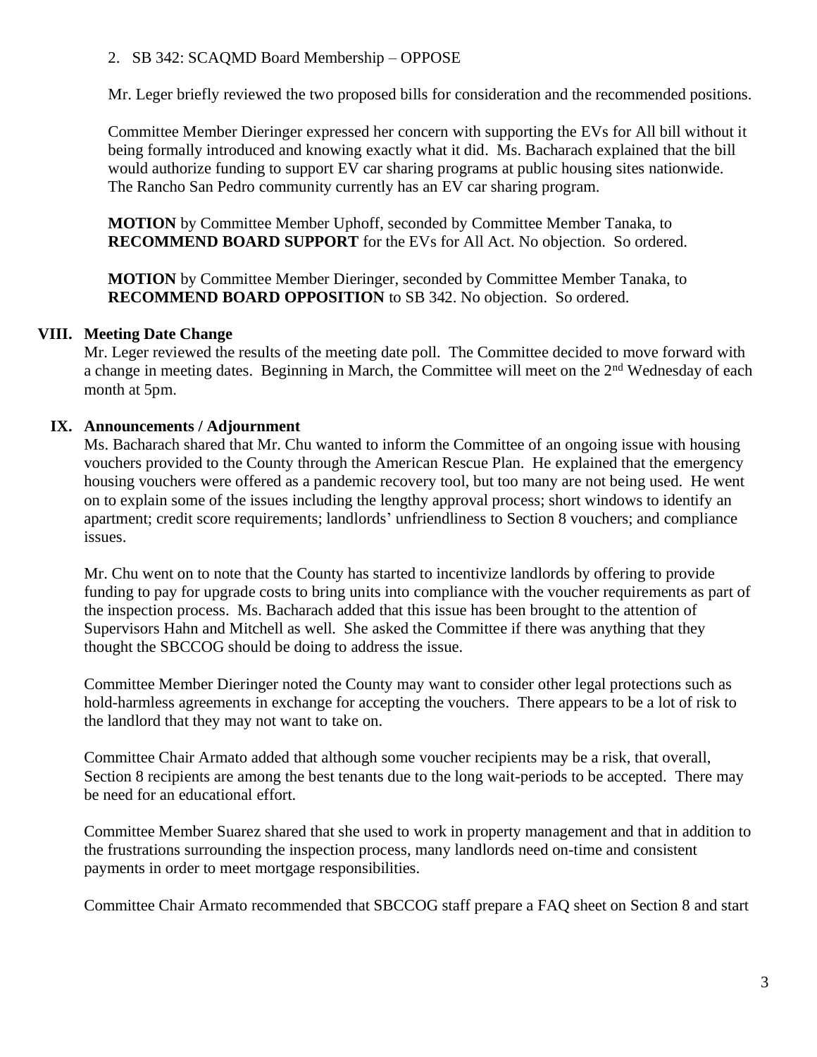2. SB 342: SCAQMD Board Membership – OPPOSE

   Mr. Leger briefly reviewed the two proposed bills for consideration and the recommended positions.

   Committee Member Dieringer expressed her concern with supporting the EVs for All bill without it being formally introduced and knowing exactly what it did. Ms. Bacharach explained that the bill would authorize funding to support EV car sharing programs at public housing sites nationwide. The Rancho San Pedro community currently has an EV car sharing program.

   **MOTION** by Committee Member Uphoff, seconded by Committee Member Tanaka, to **RECOMMEND BOARD SUPPORT** for the EVs for All Act. No objection. So ordered.

   **MOTION** by Committee Member Dieringer, seconded by Committee Member Tanaka, to **RECOMMEND BOARD OPPOSITION** to SB 342. No objection. So ordered.

## VIII. Meeting Date Change

Mr. Leger reviewed the results of the meeting date poll. The Committee decided to move forward with a change in meeting dates. Beginning in March, the Committee will meet on the 2nd Wednesday of each month at 5pm.

## IX. Announcements / Adjournment

Ms. Bacharach shared that Mr. Chu wanted to inform the Committee of an ongoing issue with housing vouchers provided to the County through the American Rescue Plan. He explained that the emergency housing vouchers were offered as a pandemic recovery tool, but too many are not being used. He went on to explain some of the issues including the lengthy approval process; short windows to identify an apartment; credit score requirements; landlords' unfriendliness to Section 8 vouchers; and compliance issues.

Mr. Chu went on to note that the County has started to incentivize landlords by offering to provide funding to pay for upgrade costs to bring units into compliance with the voucher requirements as part of the inspection process. Ms. Bacharach added that this issue has been brought to the attention of Supervisors Hahn and Mitchell as well. She asked the Committee if there was anything that they thought the SBCCOG should be doing to address the issue.

Committee Member Dieringer noted the County may want to consider other legal protections such as hold-harmless agreements in exchange for accepting the vouchers. There appears to be a lot of risk to the landlord that they may not want to take on.

Committee Chair Armato added that although some voucher recipients may be a risk, that overall, Section 8 recipients are among the best tenants due to the long wait-periods to be accepted. There may be need for an educational effort.

Committee Member Suarez shared that she used to work in property management and that in addition to the frustrations surrounding the inspection process, many landlords need on-time and consistent payments in order to meet mortgage responsibilities.

Committee Chair Armato recommended that SBCCOG staff prepare a FAQ sheet on Section 8 and start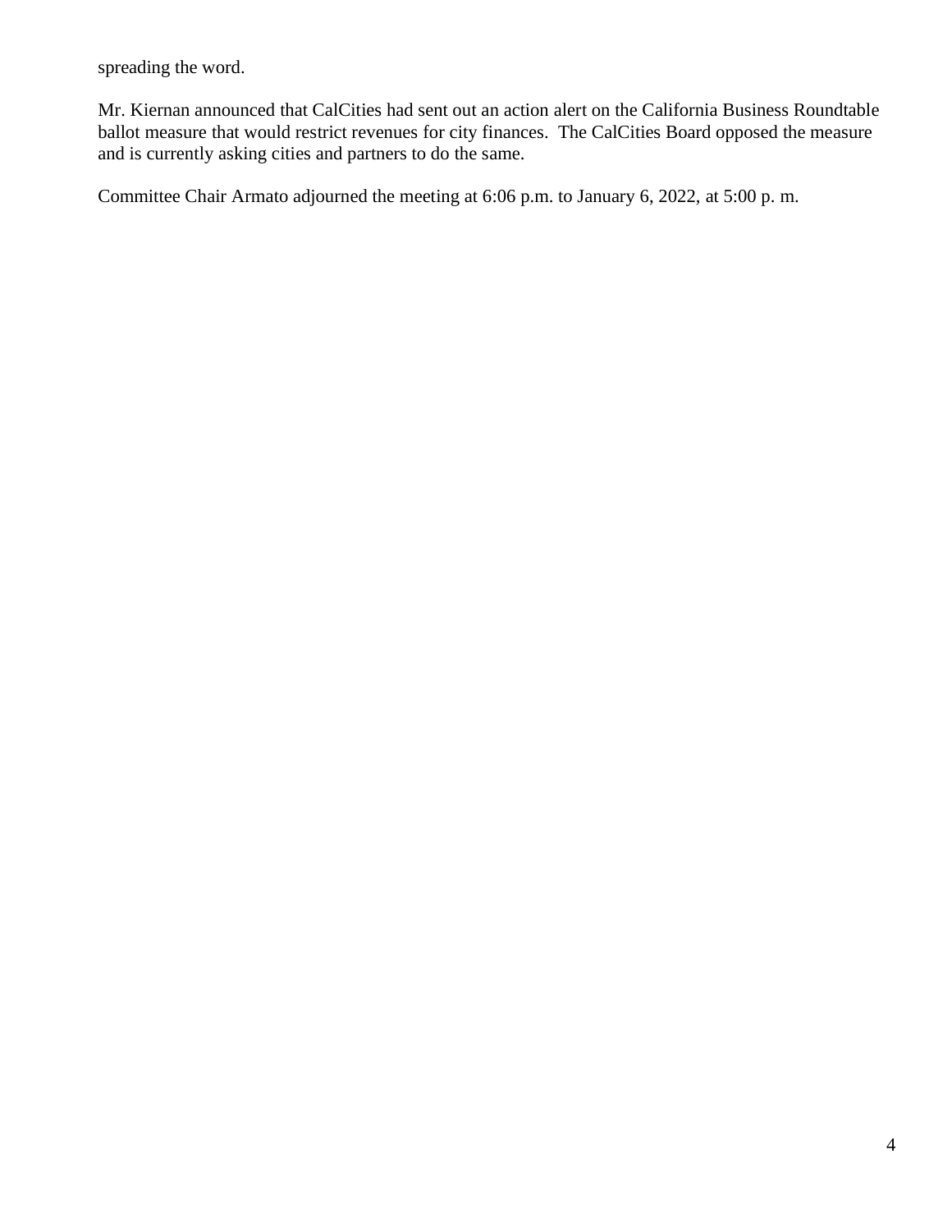spreading the word.

Mr. Kiernan announced that CalCities had sent out an action alert on the California Business Roundtable ballot measure that would restrict revenues for city finances. The CalCities Board opposed the measure and is currently asking cities and partners to do the same.

Committee Chair Armato adjourned the meeting at 6:06 p.m. to January 6, 2022, at 5:00 p. m.